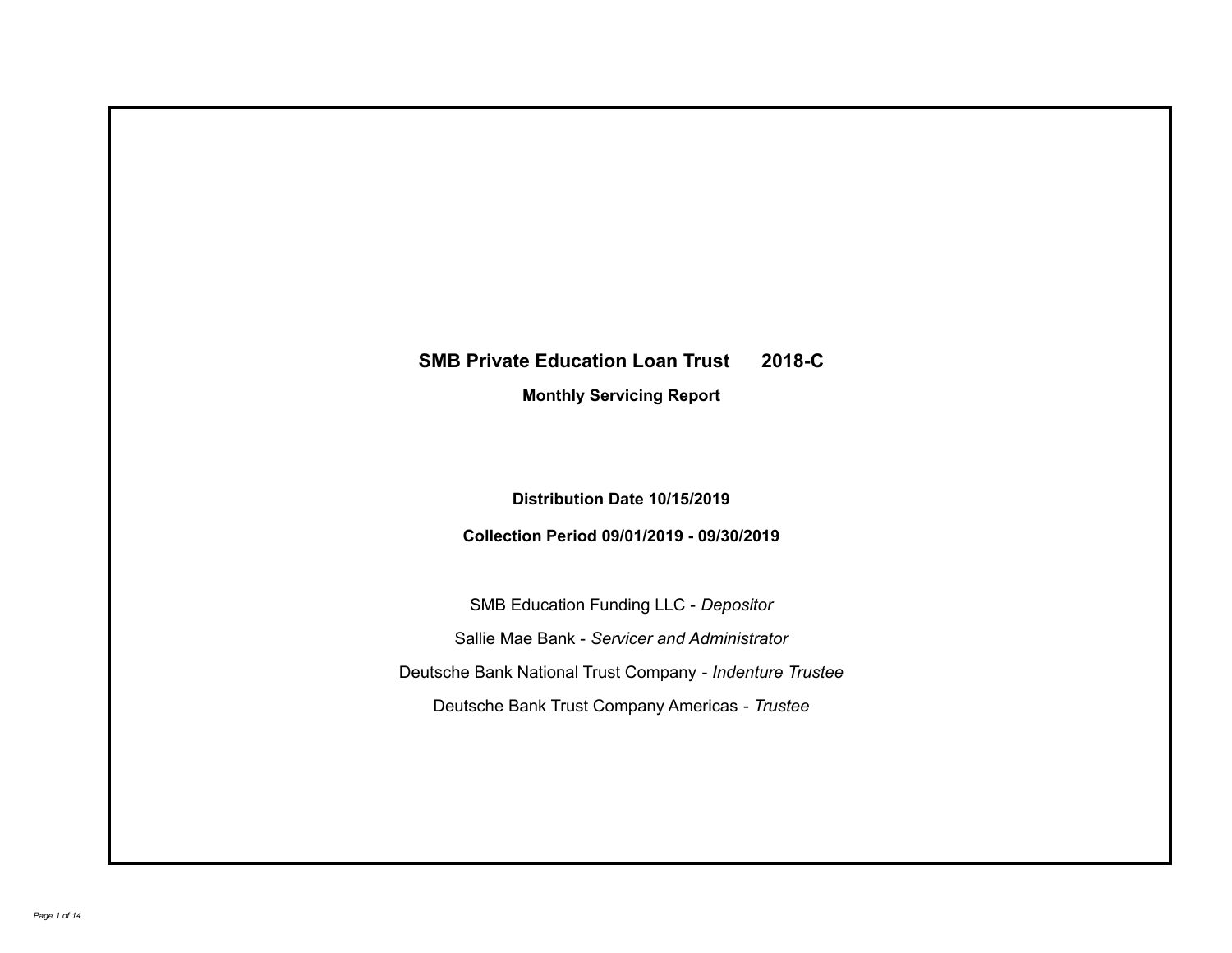# SMB Private Education Loan Trust 2018-C

**Monthly Servicing Report**

**Distribution Date 10/15/2019**

**Collection Period 09/01/2019 - 09/30/2019**

SMB Education Funding LLC - *Depositor*

Sallie Mae Bank - *Servicer and Administrator*

Deutsche Bank National Trust Company - *Indenture Trustee*

Deutsche Bank Trust Company Americas - *Trustee*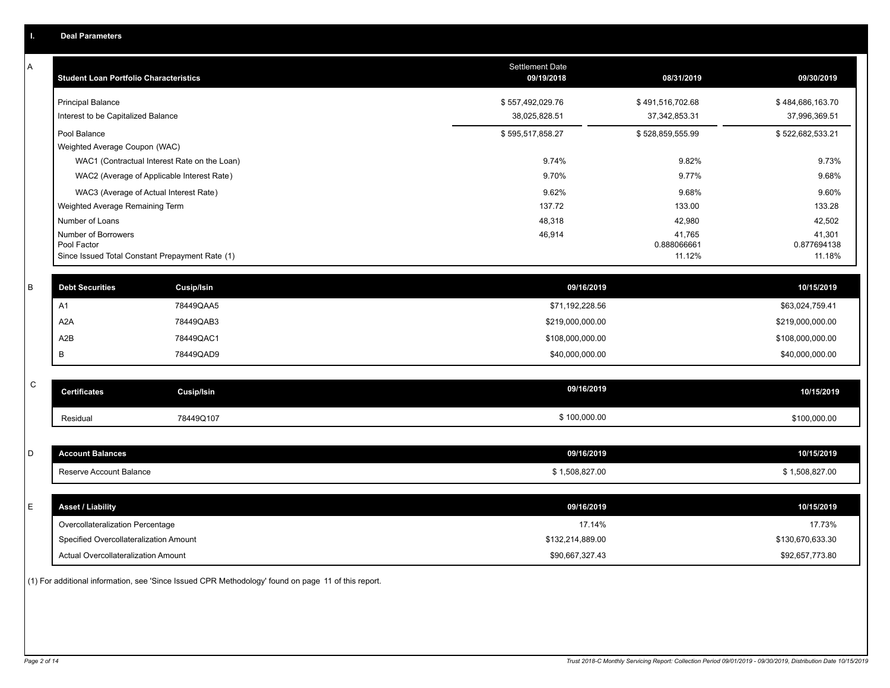## I. Deal Parameters

### A

| Student Loan Portfolio Characteristics | Settlement Date 09/19/2018 | 08/31/2019 | 09/30/2019 |
|---|---|---|---|
| Principal Balance | $ 557,492,029.76 | $ 491,516,702.68 | $ 484,686,163.70 |
| Interest to be Capitalized Balance | 38,025,828.51 | 37,342,853.31 | 37,996,369.51 |
| Pool Balance | $ 595,517,858.27 | $ 528,859,555.99 | $ 522,682,533.21 |
| Weighted Average Coupon (WAC) | | | |
| WAC1 (Contractual Interest Rate on the Loan) | 9.74% | 9.82% | 9.73% |
| WAC2 (Average of Applicable Interest Rate) | 9.70% | 9.77% | 9.68% |
| WAC3 (Average of Actual Interest Rate) | 9.62% | 9.68% | 9.60% |
| Weighted Average Remaining Term | 137.72 | 133.00 | 133.28 |
| Number of Loans | 48,318 | 42,980 | 42,502 |
| Number of Borrowers | 46,914 | 41,765 | 41,301 |
| Pool Factor | | 0.888066661 | 0.877694138 |
| Since Issued Total Constant Prepayment Rate (1) | | 11.12% | 11.18% |

### B

| Debt Securities | Cusip/Isin | 09/16/2019 | 10/15/2019 |
|---|---|---|---|
| A1 | 78449QAA5 | $71,192,228.56 | $63,024,759.41 |
| A2A | 78449QAB3 | $219,000,000.00 | $219,000,000.00 |
| A2B | 78449QAC1 | $108,000,000.00 | $108,000,000.00 |
| B | 78449QAD9 | $40,000,000.00 | $40,000,000.00 |

### C

| Certificates | Cusip/Isin | 09/16/2019 | 10/15/2019 |
|---|---|---|---|
| Residual | 78449Q107 | $ 100,000.00 | $100,000.00 |

### D

| Account Balances | 09/16/2019 | 10/15/2019 |
|---|---|---|
| Reserve Account Balance | $ 1,508,827.00 | $ 1,508,827.00 |

### E

| Asset / Liability | 09/16/2019 | 10/15/2019 |
|---|---|---|
| Overcollateralization Percentage | 17.14% | 17.73% |
| Specified Overcollateralization Amount | $132,214,889.00 | $130,670,633.30 |
| Actual Overcollateralization Amount | $90,667,327.43 | $92,657,773.80 |

(1) For additional information, see 'Since Issued CPR Methodology' found on page 11 of this report.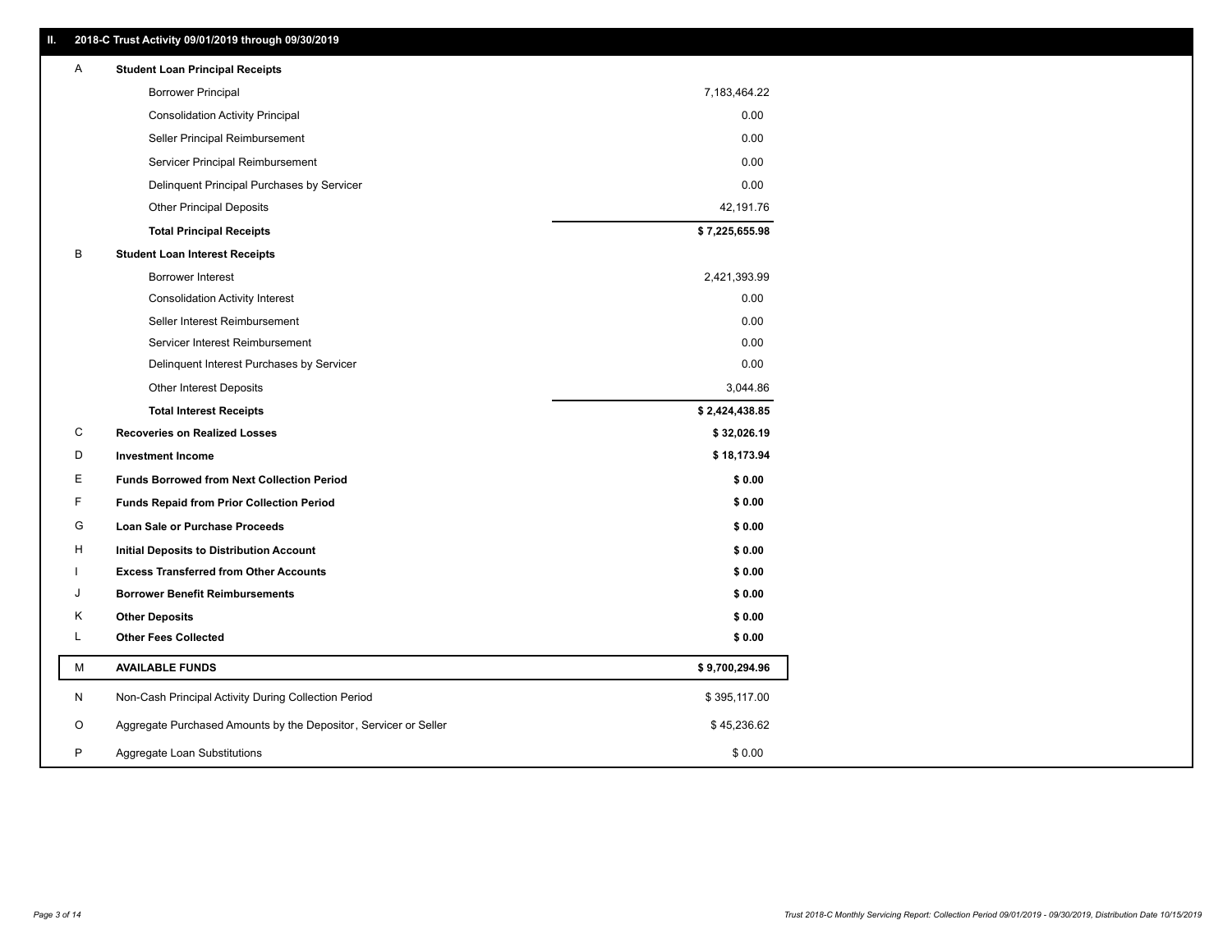## II. 2018-C Trust Activity 09/01/2019 through 09/30/2019

| | | |
|---|---|---|
| A | **Student Loan Principal Receipts** | |
| | Borrower Principal | 7,183,464.22 |
| | Consolidation Activity Principal | 0.00 |
| | Seller Principal Reimbursement | 0.00 |
| | Servicer Principal Reimbursement | 0.00 |
| | Delinquent Principal Purchases by Servicer | 0.00 |
| | Other Principal Deposits | 42,191.76 |
| | **Total Principal Receipts** | **$ 7,225,655.98** |
| B | **Student Loan Interest Receipts** | |
| | Borrower Interest | 2,421,393.99 |
| | Consolidation Activity Interest | 0.00 |
| | Seller Interest Reimbursement | 0.00 |
| | Servicer Interest Reimbursement | 0.00 |
| | Delinquent Interest Purchases by Servicer | 0.00 |
| | Other Interest Deposits | 3,044.86 |
| | **Total Interest Receipts** | **$ 2,424,438.85** |
| C | **Recoveries on Realized Losses** | **$ 32,026.19** |
| D | **Investment Income** | **$ 18,173.94** |
| E | **Funds Borrowed from Next Collection Period** | **$ 0.00** |
| F | **Funds Repaid from Prior Collection Period** | **$ 0.00** |
| G | **Loan Sale or Purchase Proceeds** | **$ 0.00** |
| H | **Initial Deposits to Distribution Account** | **$ 0.00** |
| I | **Excess Transferred from Other Accounts** | **$ 0.00** |
| J | **Borrower Benefit Reimbursements** | **$ 0.00** |
| K | **Other Deposits** | **$ 0.00** |
| L | **Other Fees Collected** | **$ 0.00** |
| M | **AVAILABLE FUNDS** | **$ 9,700,294.96** |
| N | Non-Cash Principal Activity During Collection Period | $ 395,117.00 |
| O | Aggregate Purchased Amounts by the Depositor, Servicer or Seller | $ 45,236.62 |
| P | Aggregate Loan Substitutions | $ 0.00 |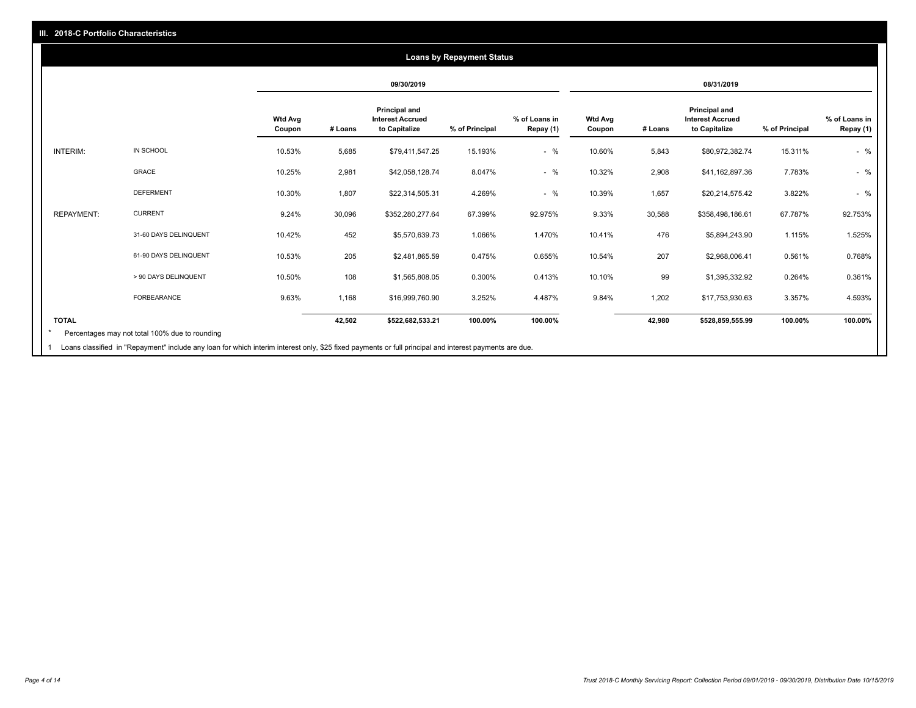## III. 2018-C Portfolio Characteristics

### Loans by Repayment Status

| | | 09/30/2019 | | | | | 08/31/2019 | | | | |
|---|---|---|---|---|---|---|---|---|---|---|---|
| | | Wtd Avg Coupon | # Loans | Principal and Interest Accrued to Capitalize | % of Principal | % of Loans in Repay (1) | Wtd Avg Coupon | # Loans | Principal and Interest Accrued to Capitalize | % of Principal | % of Loans in Repay (1) |
| INTERIM: | IN SCHOOL | 10.53% | 5,685 | $79,411,547.25 | 15.193% | - % | 10.60% | 5,843 | $80,972,382.74 | 15.311% | - % |
| | GRACE | 10.25% | 2,981 | $42,058,128.74 | 8.047% | - % | 10.32% | 2,908 | $41,162,897.36 | 7.783% | - % |
| | DEFERMENT | 10.30% | 1,807 | $22,314,505.31 | 4.269% | - % | 10.39% | 1,657 | $20,214,575.42 | 3.822% | - % |
| REPAYMENT: | CURRENT | 9.24% | 30,096 | $352,280,277.64 | 67.399% | 92.975% | 9.33% | 30,588 | $358,498,186.61 | 67.787% | 92.753% |
| | 31-60 DAYS DELINQUENT | 10.42% | 452 | $5,570,639.73 | 1.066% | 1.470% | 10.41% | 476 | $5,894,243.90 | 1.115% | 1.525% |
| | 61-90 DAYS DELINQUENT | 10.53% | 205 | $2,481,865.59 | 0.475% | 0.655% | 10.54% | 207 | $2,968,006.41 | 0.561% | 0.768% |
| | > 90 DAYS DELINQUENT | 10.50% | 108 | $1,565,808.05 | 0.300% | 0.413% | 10.10% | 99 | $1,395,332.92 | 0.264% | 0.361% |
| | FORBEARANCE | 9.63% | 1,168 | $16,999,760.90 | 3.252% | 4.487% | 9.84% | 1,202 | $17,753,930.63 | 3.357% | 4.593% |
| **TOTAL** | | | **42,502** | **$522,682,533.21** | **100.00%** | **100.00%** | | **42,980** | **$528,859,555.99** | **100.00%** | **100.00%** |

\* Percentages may not total 100% due to rounding

1 Loans classified in "Repayment" include any loan for which interim interest only, $25 fixed payments or full principal and interest payments are due.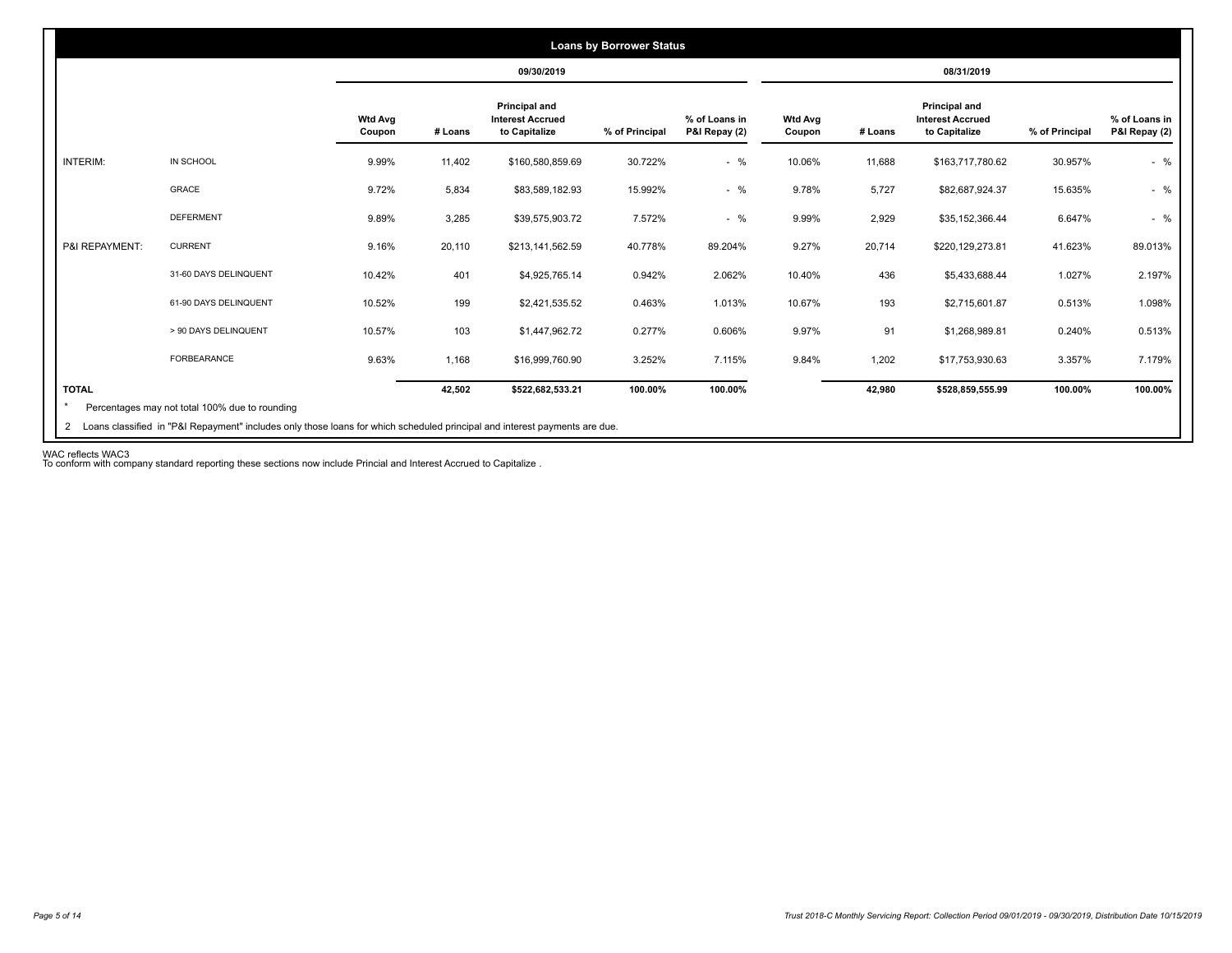## Loans by Borrower Status

| | | 09/30/2019 | | | | | 08/31/2019 | | | | |
|---|---|---|---|---|---|---|---|---|---|---|---|
| | | Wtd Avg Coupon | # Loans | Principal and Interest Accrued to Capitalize | % of Principal | % of Loans in P&I Repay (2) | Wtd Avg Coupon | # Loans | Principal and Interest Accrued to Capitalize | % of Principal | % of Loans in P&I Repay (2) |
| INTERIM: | IN SCHOOL | 9.99% | 11,402 | $160,580,859.69 | 30.722% | - % | 10.06% | 11,688 | $163,717,780.62 | 30.957% | - % |
| | GRACE | 9.72% | 5,834 | $83,589,182.93 | 15.992% | - % | 9.78% | 5,727 | $82,687,924.37 | 15.635% | - % |
| | DEFERMENT | 9.89% | 3,285 | $39,575,903.72 | 7.572% | - % | 9.99% | 2,929 | $35,152,366.44 | 6.647% | - % |
| P&I REPAYMENT: | CURRENT | 9.16% | 20,110 | $213,141,562.59 | 40.778% | 89.204% | 9.27% | 20,714 | $220,129,273.81 | 41.623% | 89.013% |
| | 31-60 DAYS DELINQUENT | 10.42% | 401 | $4,925,765.14 | 0.942% | 2.062% | 10.40% | 436 | $5,433,688.44 | 1.027% | 2.197% |
| | 61-90 DAYS DELINQUENT | 10.52% | 199 | $2,421,535.52 | 0.463% | 1.013% | 10.67% | 193 | $2,715,601.87 | 0.513% | 1.098% |
| | > 90 DAYS DELINQUENT | 10.57% | 103 | $1,447,962.72 | 0.277% | 0.606% | 9.97% | 91 | $1,268,989.81 | 0.240% | 0.513% |
| | FORBEARANCE | 9.63% | 1,168 | $16,999,760.90 | 3.252% | 7.115% | 9.84% | 1,202 | $17,753,930.63 | 3.357% | 7.179% |
| **TOTAL** | | | **42,502** | **$522,682,533.21** | **100.00%** | **100.00%** | | **42,980** | **$528,859,555.99** | **100.00%** | **100.00%** |

* Percentages may not total 100% due to rounding

2 Loans classified in "P&I Repayment" includes only those loans for which scheduled principal and interest payments are due.

WAC reflects WAC3

To conform with company standard reporting these sections now include Princial and Interest Accrued to Capitalize .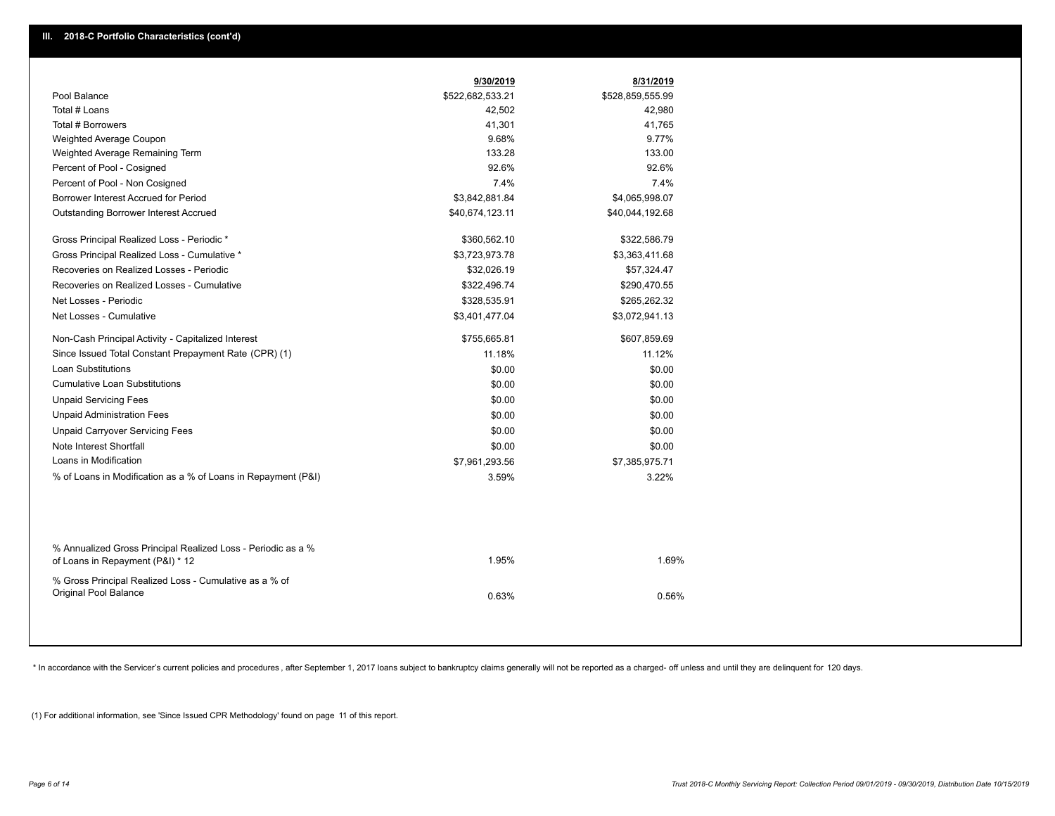## III. 2018-C Portfolio Characteristics (cont'd)

| | 9/30/2019 | 8/31/2019 |
|---|---|---|
| Pool Balance | $522,682,533.21 | $528,859,555.99 |
| Total # Loans | 42,502 | 42,980 |
| Total # Borrowers | 41,301 | 41,765 |
| Weighted Average Coupon | 9.68% | 9.77% |
| Weighted Average Remaining Term | 133.28 | 133.00 |
| Percent of Pool - Cosigned | 92.6% | 92.6% |
| Percent of Pool - Non Cosigned | 7.4% | 7.4% |
| Borrower Interest Accrued for Period | $3,842,881.84 | $4,065,998.07 |
| Outstanding Borrower Interest Accrued | $40,674,123.11 | $40,044,192.68 |
| Gross Principal Realized Loss - Periodic * | $360,562.10 | $322,586.79 |
| Gross Principal Realized Loss - Cumulative * | $3,723,973.78 | $3,363,411.68 |
| Recoveries on Realized Losses - Periodic | $32,026.19 | $57,324.47 |
| Recoveries on Realized Losses - Cumulative | $322,496.74 | $290,470.55 |
| Net Losses - Periodic | $328,535.91 | $265,262.32 |
| Net Losses - Cumulative | $3,401,477.04 | $3,072,941.13 |
| Non-Cash Principal Activity - Capitalized Interest | $755,665.81 | $607,859.69 |
| Since Issued Total Constant Prepayment Rate (CPR) (1) | 11.18% | 11.12% |
| Loan Substitutions | $0.00 | $0.00 |
| Cumulative Loan Substitutions | $0.00 | $0.00 |
| Unpaid Servicing Fees | $0.00 | $0.00 |
| Unpaid Administration Fees | $0.00 | $0.00 |
| Unpaid Carryover Servicing Fees | $0.00 | $0.00 |
| Note Interest Shortfall | $0.00 | $0.00 |
| Loans in Modification | $7,961,293.56 | $7,385,975.71 |
| % of Loans in Modification as a % of Loans in Repayment (P&I) | 3.59% | 3.22% |
| % Annualized Gross Principal Realized Loss - Periodic as a % of Loans in Repayment (P&I) * 12 | 1.95% | 1.69% |
| % Gross Principal Realized Loss - Cumulative as a % of Original Pool Balance | 0.63% | 0.56% |

* In accordance with the Servicer's current policies and procedures, after September 1, 2017 loans subject to bankruptcy claims generally will not be reported as a charged- off unless and until they are delinquent for 120 days.

(1) For additional information, see 'Since Issued CPR Methodology' found on page 11 of this report.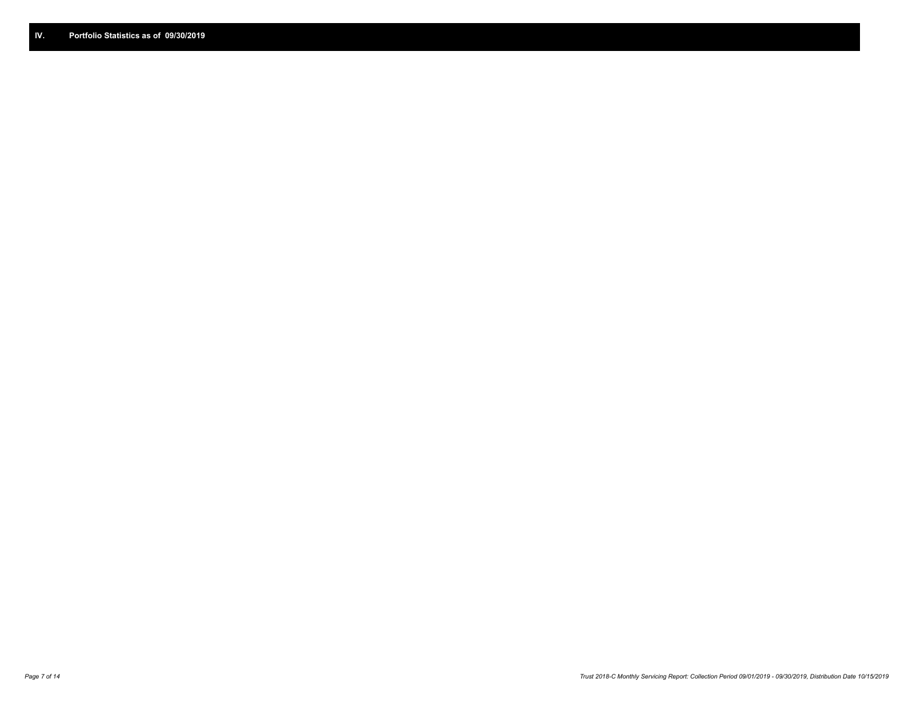## IV. Portfolio Statistics as of 09/30/2019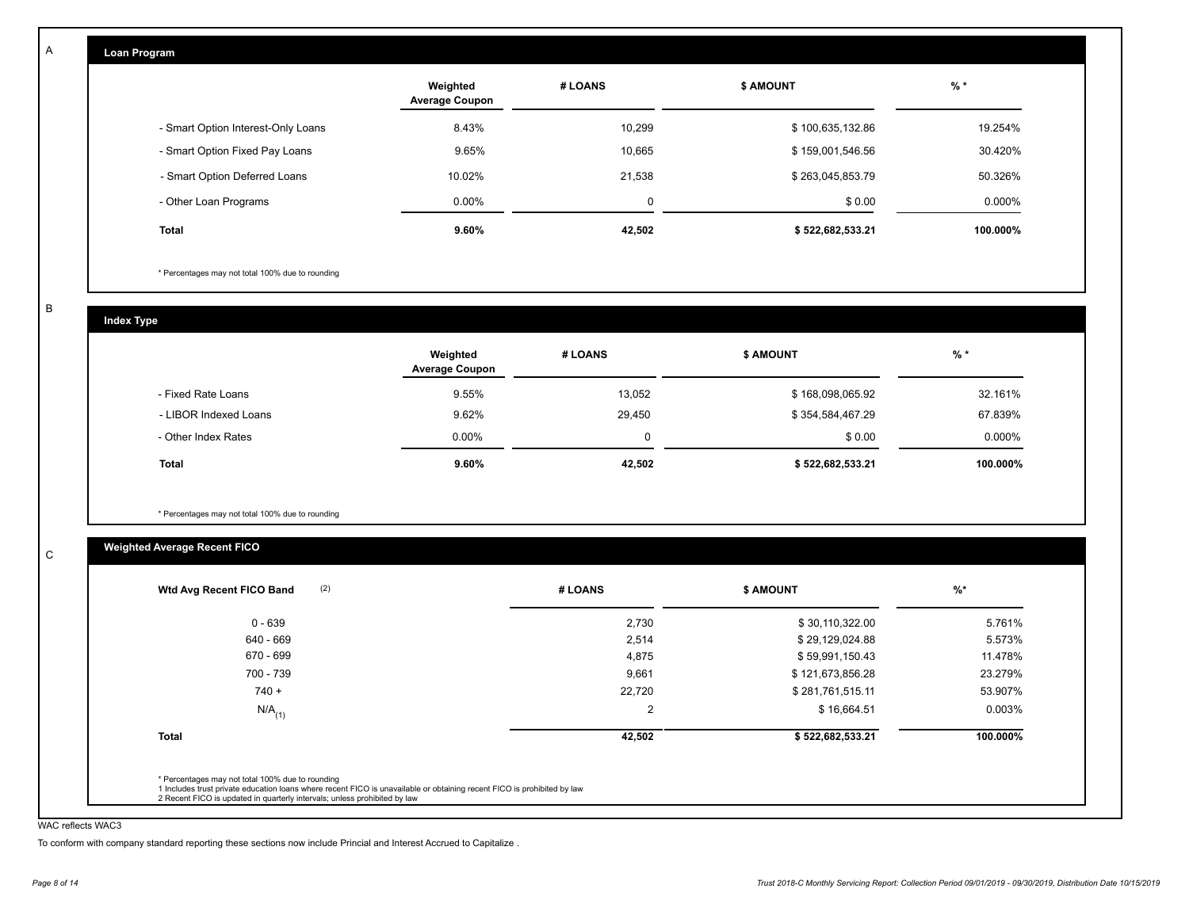A

## Loan Program

| | Weighted Average Coupon | # LOANS | $ AMOUNT | % * |
|---|---|---|---|---|
| - Smart Option Interest-Only Loans | 8.43% | 10,299 | $ 100,635,132.86 | 19.254% |
| - Smart Option Fixed Pay Loans | 9.65% | 10,665 | $ 159,001,546.56 | 30.420% |
| - Smart Option Deferred Loans | 10.02% | 21,538 | $ 263,045,853.79 | 50.326% |
| - Other Loan Programs | 0.00% | 0 | $ 0.00 | 0.000% |
| **Total** | **9.60%** | **42,502** | **$ 522,682,533.21** | **100.000%** |

* Percentages may not total 100% due to rounding

B

## Index Type

| | Weighted Average Coupon | # LOANS | $ AMOUNT | % * |
|---|---|---|---|---|
| - Fixed Rate Loans | 9.55% | 13,052 | $ 168,098,065.92 | 32.161% |
| - LIBOR Indexed Loans | 9.62% | 29,450 | $ 354,584,467.29 | 67.839% |
| - Other Index Rates | 0.00% | 0 | $ 0.00 | 0.000% |
| **Total** | **9.60%** | **42,502** | **$ 522,682,533.21** | **100.000%** |

* Percentages may not total 100% due to rounding

C

## Weighted Average Recent FICO

| Wtd Avg Recent FICO Band (2) | # LOANS | $ AMOUNT | %* |
|---|---|---|---|
| 0 - 639 | 2,730 | $ 30,110,322.00 | 5.761% |
| 640 - 669 | 2,514 | $ 29,129,024.88 | 5.573% |
| 670 - 699 | 4,875 | $ 59,991,150.43 | 11.478% |
| 700 - 739 | 9,661 | $ 121,673,856.28 | 23.279% |
| 740 + | 22,720 | $ 281,761,515.11 | 53.907% |
| N/A(1) | 2 | $ 16,664.51 | 0.003% |
| **Total** | **42,502** | **$ 522,682,533.21** | **100.000%** |

* Percentages may not total 100% due to rounding
1 Includes trust private education loans where recent FICO is unavailable or obtaining recent FICO is prohibited by law
2 Recent FICO is updated in quarterly intervals; unless prohibited by law

WAC reflects WAC3

To conform with company standard reporting these sections now include Princial and Interest Accrued to Capitalize .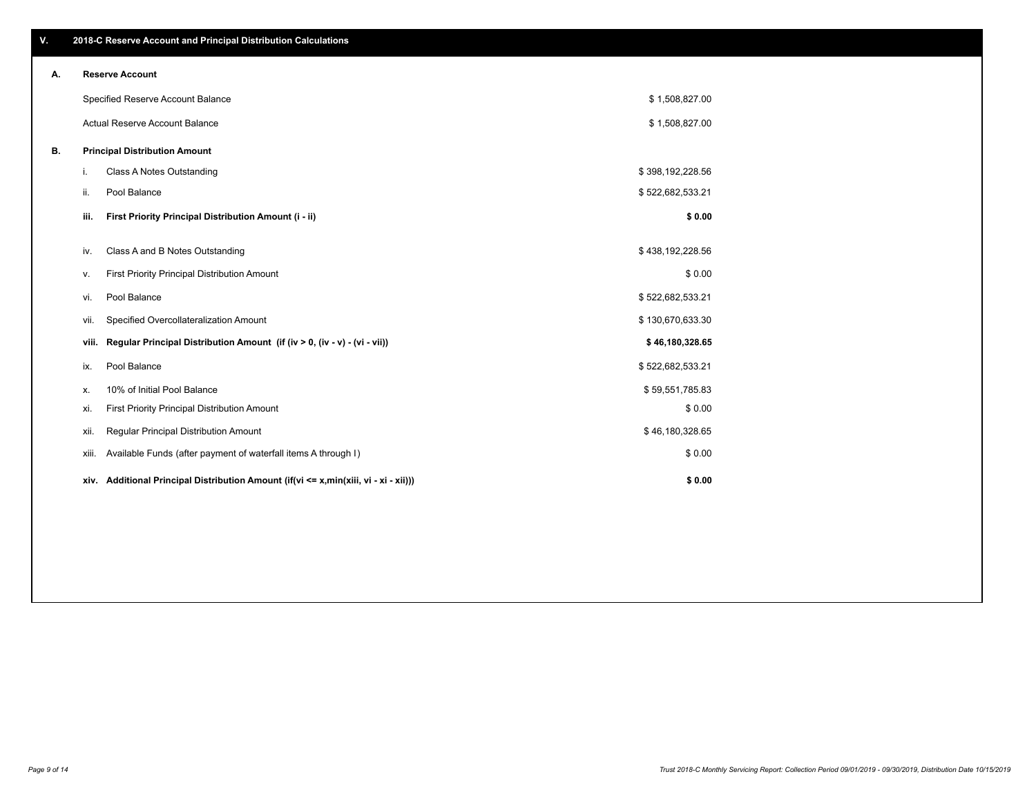## V. 2018-C Reserve Account and Principal Distribution Calculations

### A. Reserve Account

| | |
|---|---|
| Specified Reserve Account Balance | $ 1,508,827.00 |
| Actual Reserve Account Balance | $ 1,508,827.00 |

### B. Principal Distribution Amount

| | | |
|---|---|---|
| i. | Class A Notes Outstanding | $ 398,192,228.56 |
| ii. | Pool Balance | $ 522,682,533.21 |
| **iii.** | **First Priority Principal Distribution Amount (i - ii)** | **$ 0.00** |
| iv. | Class A and B Notes Outstanding | $ 438,192,228.56 |
| v. | First Priority Principal Distribution Amount | $ 0.00 |
| vi. | Pool Balance | $ 522,682,533.21 |
| vii. | Specified Overcollateralization Amount | $ 130,670,633.30 |
| **viii.** | **Regular Principal Distribution Amount (if (iv > 0, (iv - v) - (vi - vii))** | **$ 46,180,328.65** |
| ix. | Pool Balance | $ 522,682,533.21 |
| x. | 10% of Initial Pool Balance | $ 59,551,785.83 |
| xi. | First Priority Principal Distribution Amount | $ 0.00 |
| xii. | Regular Principal Distribution Amount | $ 46,180,328.65 |
| xiii. | Available Funds (after payment of waterfall items A through I) | $ 0.00 |
| **xiv.** | **Additional Principal Distribution Amount (if(vi <= x,min(xiii, vi - xi - xii)))** | **$ 0.00** |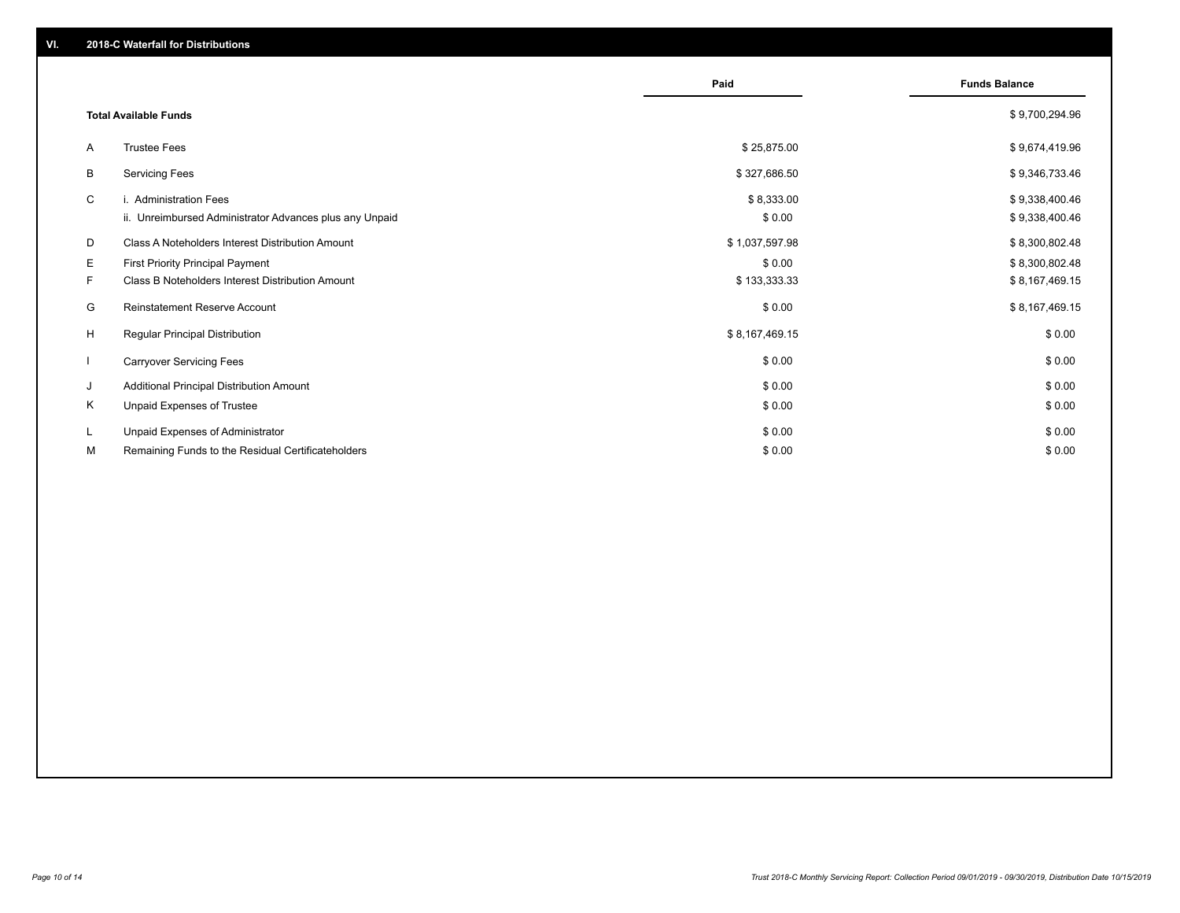## VI. 2018-C Waterfall for Distributions

| | | Paid | Funds Balance |
|---|---|---|---|
| | **Total Available Funds** | | $ 9,700,294.96 |
| A | Trustee Fees | $ 25,875.00 | $ 9,674,419.96 |
| B | Servicing Fees | $ 327,686.50 | $ 9,346,733.46 |
| C | i. Administration Fees | $ 8,333.00 | $ 9,338,400.46 |
| | ii. Unreimbursed Administrator Advances plus any Unpaid | $ 0.00 | $ 9,338,400.46 |
| D | Class A Noteholders Interest Distribution Amount | $ 1,037,597.98 | $ 8,300,802.48 |
| E | First Priority Principal Payment | $ 0.00 | $ 8,300,802.48 |
| F | Class B Noteholders Interest Distribution Amount | $ 133,333.33 | $ 8,167,469.15 |
| G | Reinstatement Reserve Account | $ 0.00 | $ 8,167,469.15 |
| H | Regular Principal Distribution | $ 8,167,469.15 | $ 0.00 |
| I | Carryover Servicing Fees | $ 0.00 | $ 0.00 |
| J | Additional Principal Distribution Amount | $ 0.00 | $ 0.00 |
| K | Unpaid Expenses of Trustee | $ 0.00 | $ 0.00 |
| L | Unpaid Expenses of Administrator | $ 0.00 | $ 0.00 |
| M | Remaining Funds to the Residual Certificateholders | $ 0.00 | $ 0.00 |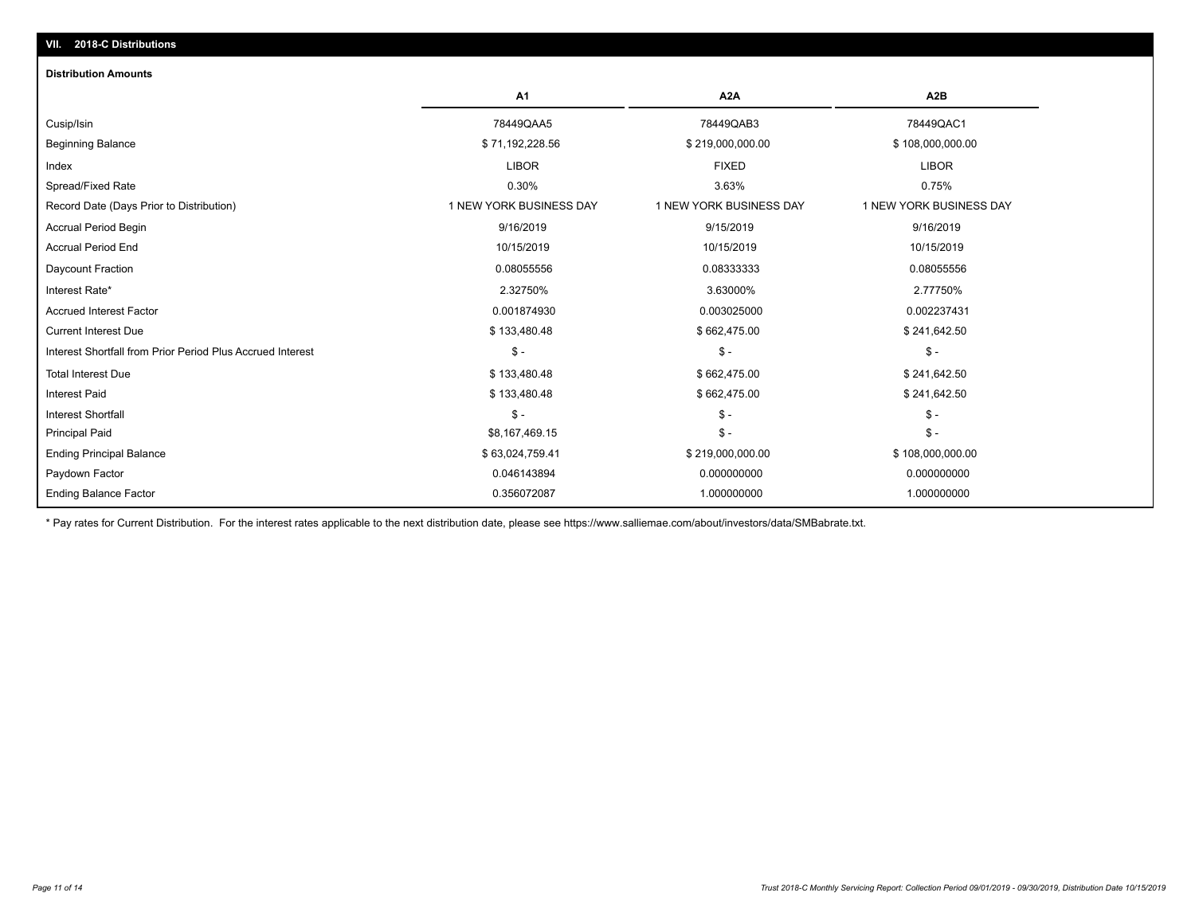## VII. 2018-C Distributions

### Distribution Amounts

| | A1 | A2A | A2B |
|---|---|---|---|
| Cusip/Isin | 78449QAA5 | 78449QAB3 | 78449QAC1 |
| Beginning Balance | $ 71,192,228.56 | $ 219,000,000.00 | $ 108,000,000.00 |
| Index | LIBOR | FIXED | LIBOR |
| Spread/Fixed Rate | 0.30% | 3.63% | 0.75% |
| Record Date (Days Prior to Distribution) | 1 NEW YORK BUSINESS DAY | 1 NEW YORK BUSINESS DAY | 1 NEW YORK BUSINESS DAY |
| Accrual Period Begin | 9/16/2019 | 9/15/2019 | 9/16/2019 |
| Accrual Period End | 10/15/2019 | 10/15/2019 | 10/15/2019 |
| Daycount Fraction | 0.08055556 | 0.08333333 | 0.08055556 |
| Interest Rate* | 2.32750% | 3.63000% | 2.77750% |
| Accrued Interest Factor | 0.001874930 | 0.003025000 | 0.002237431 |
| Current Interest Due | $ 133,480.48 | $ 662,475.00 | $ 241,642.50 |
| Interest Shortfall from Prior Period Plus Accrued Interest | $ - | $ - | $ - |
| Total Interest Due | $ 133,480.48 | $ 662,475.00 | $ 241,642.50 |
| Interest Paid | $ 133,480.48 | $ 662,475.00 | $ 241,642.50 |
| Interest Shortfall | $ - | $ - | $ - |
| Principal Paid | $8,167,469.15 | $ - | $ - |
| Ending Principal Balance | $ 63,024,759.41 | $ 219,000,000.00 | $ 108,000,000.00 |
| Paydown Factor | 0.046143894 | 0.000000000 | 0.000000000 |
| Ending Balance Factor | 0.356072087 | 1.000000000 | 1.000000000 |

* Pay rates for Current Distribution. For the interest rates applicable to the next distribution date, please see https://www.salliemae.com/about/investors/data/SMBabrate.txt.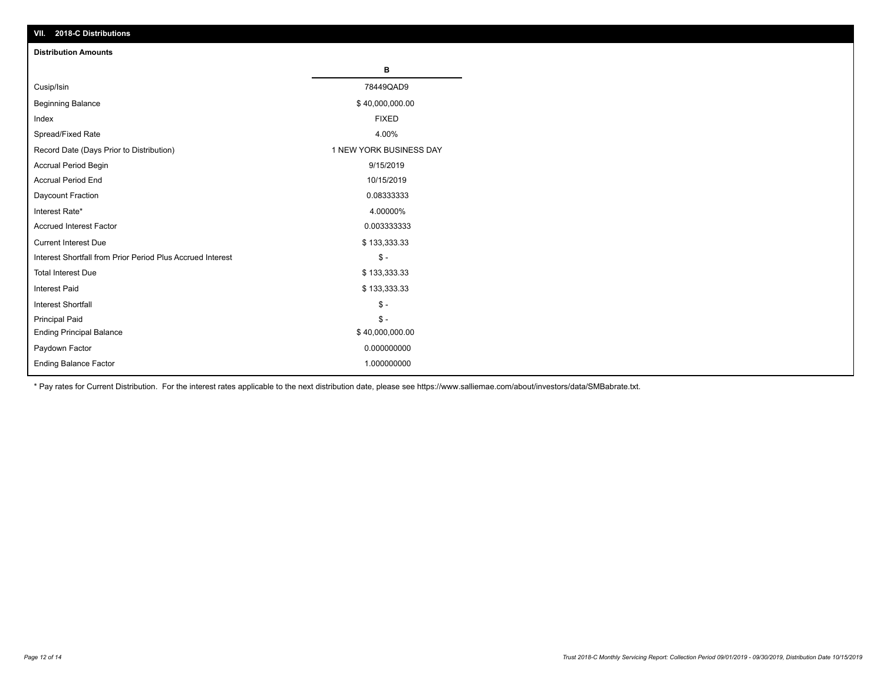## VII. 2018-C Distributions

### Distribution Amounts

| | B |
|---|---|
| Cusip/Isin | 78449QAD9 |
| Beginning Balance | $ 40,000,000.00 |
| Index | FIXED |
| Spread/Fixed Rate | 4.00% |
| Record Date (Days Prior to Distribution) | 1 NEW YORK BUSINESS DAY |
| Accrual Period Begin | 9/15/2019 |
| Accrual Period End | 10/15/2019 |
| Daycount Fraction | 0.08333333 |
| Interest Rate* | 4.00000% |
| Accrued Interest Factor | 0.003333333 |
| Current Interest Due | $ 133,333.33 |
| Interest Shortfall from Prior Period Plus Accrued Interest | $ - |
| Total Interest Due | $ 133,333.33 |
| Interest Paid | $ 133,333.33 |
| Interest Shortfall | $ - |
| Principal Paid | $ - |
| Ending Principal Balance | $ 40,000,000.00 |
| Paydown Factor | 0.000000000 |
| Ending Balance Factor | 1.000000000 |

* Pay rates for Current Distribution. For the interest rates applicable to the next distribution date, please see https://www.salliemae.com/about/investors/data/SMBabrate.txt.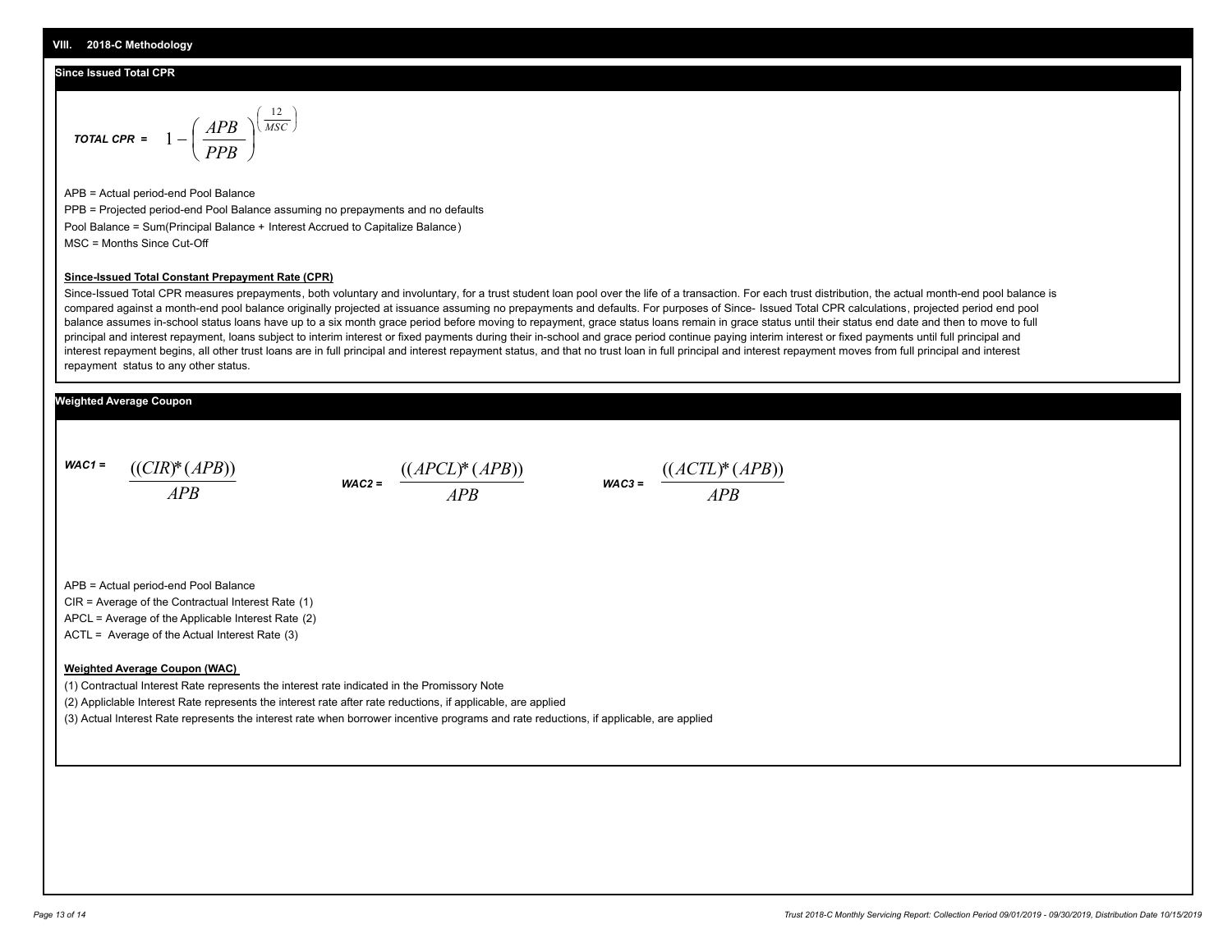## VIII. 2018-C Methodology

### Since Issued Total CPR

$$\textit{TOTAL CPR} = 1 - \left( \frac{APB}{PPB} \right)^{\left( \frac{12}{MSC} \right)}$$

APB = Actual period-end Pool Balance

PPB = Projected period-end Pool Balance assuming no prepayments and no defaults

Pool Balance = Sum(Principal Balance + Interest Accrued to Capitalize Balance)

MSC = Months Since Cut-Off

**Since-Issued Total Constant Prepayment Rate (CPR)**

Since-Issued Total CPR measures prepayments, both voluntary and involuntary, for a trust student loan pool over the life of a transaction. For each trust distribution, the actual month-end pool balance is compared against a month-end pool balance originally projected at issuance assuming no prepayments and defaults. For purposes of Since- Issued Total CPR calculations, projected period end pool balance assumes in-school status loans have up to a six month grace period before moving to repayment, grace status loans remain in grace status until their status end date and then to move to full principal and interest repayment, loans subject to interim interest or fixed payments during their in-school and grace period continue paying interim interest or fixed payments until full principal and interest repayment begins, all other trust loans are in full principal and interest repayment status, and that no trust loan in full principal and interest repayment moves from full principal and interest repayment status to any other status.

### Weighted Average Coupon

$$\textit{WAC1} = \frac{((CIR)*(APB))}{APB} \qquad \textit{WAC2} = \frac{((APCL)*(APB))}{APB} \qquad \textit{WAC3} = \frac{((ACTL)*(APB))}{APB}$$

APB = Actual period-end Pool Balance

CIR = Average of the Contractual Interest Rate (1)

APCL = Average of the Applicable Interest Rate (2)

ACTL = Average of the Actual Interest Rate (3)

**Weighted Average Coupon (WAC)**

(1) Contractual Interest Rate represents the interest rate indicated in the Promissory Note

(2) Appliclable Interest Rate represents the interest rate after rate reductions, if applicable, are applied

(3) Actual Interest Rate represents the interest rate when borrower incentive programs and rate reductions, if applicable, are applied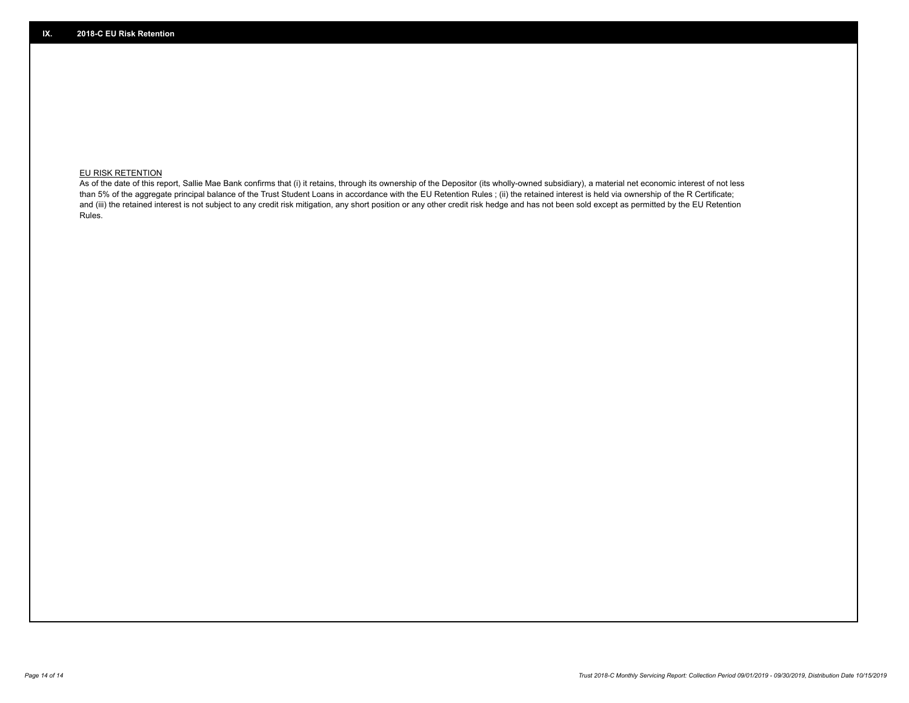## IX. 2018-C EU Risk Retention

EU RISK RETENTION

As of the date of this report, Sallie Mae Bank confirms that (i) it retains, through its ownership of the Depositor (its wholly-owned subsidiary), a material net economic interest of not less than 5% of the aggregate principal balance of the Trust Student Loans in accordance with the EU Retention Rules ; (ii) the retained interest is held via ownership of the R Certificate; and (iii) the retained interest is not subject to any credit risk mitigation, any short position or any other credit risk hedge and has not been sold except as permitted by the EU Retention Rules.